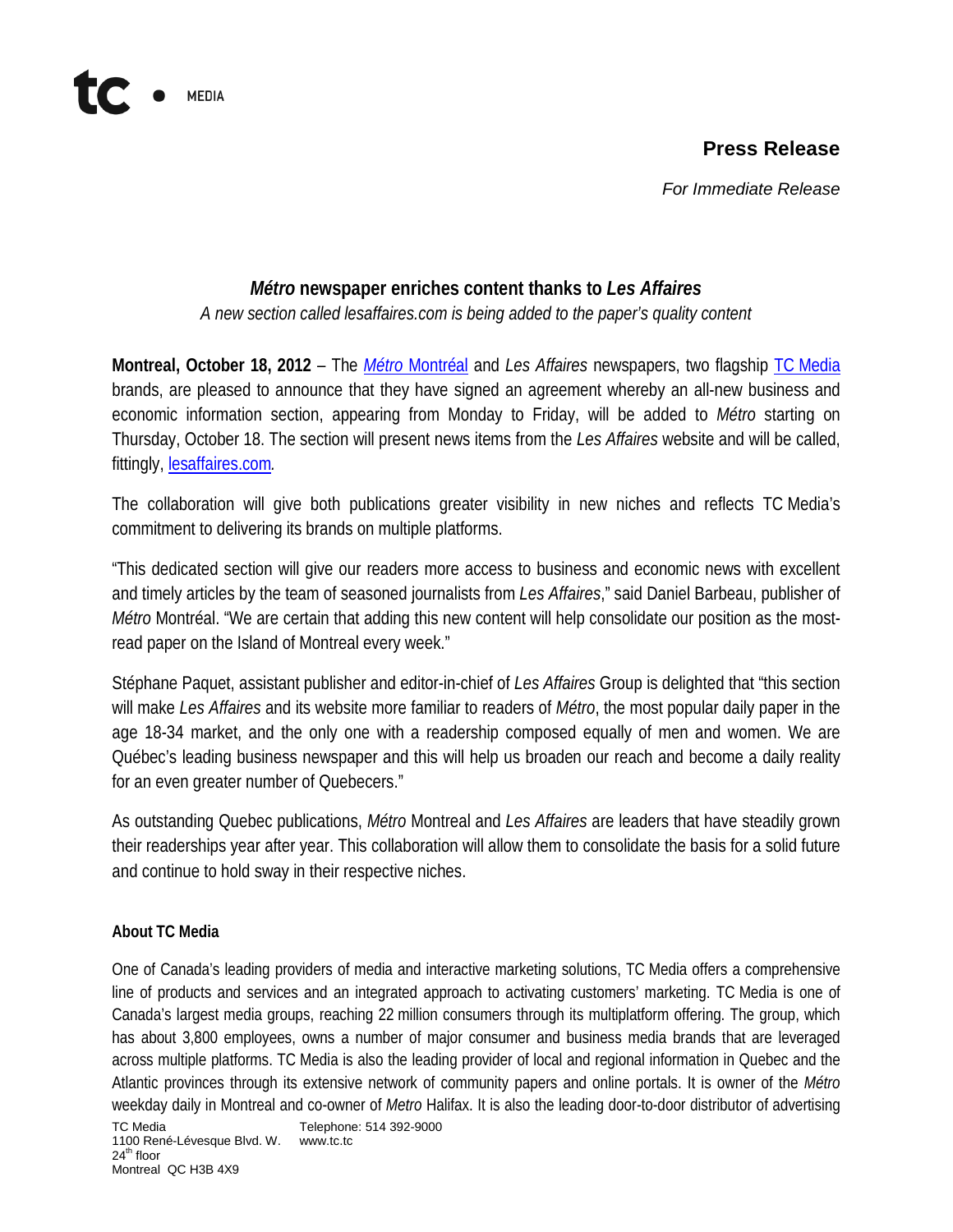tc • MEDIA

**Press Release**

*For Immediate Release*

## ***Métro*** **newspaper enriches content thanks to** ***Les Affaires***

*A new section called lesaffaires.com is being added to the paper's quality content*

**Montreal, October 18, 2012** – The *Métro* Montréal and *Les Affaires* newspapers, two flagship TC Media brands, are pleased to announce that they have signed an agreement whereby an all-new business and economic information section, appearing from Monday to Friday, will be added to *Métro* starting on Thursday, October 18. The section will present news items from the *Les Affaires* website and will be called, fittingly, lesaffaires.com.

The collaboration will give both publications greater visibility in new niches and reflects TC Media's commitment to delivering its brands on multiple platforms.

"This dedicated section will give our readers more access to business and economic news with excellent and timely articles by the team of seasoned journalists from *Les Affaires*," said Daniel Barbeau, publisher of *Métro* Montréal. "We are certain that adding this new content will help consolidate our position as the most-read paper on the Island of Montreal every week."

Stéphane Paquet, assistant publisher and editor-in-chief of *Les Affaires* Group is delighted that "this section will make *Les Affaires* and its website more familiar to readers of *Métro*, the most popular daily paper in the age 18-34 market, and the only one with a readership composed equally of men and women. We are Québec's leading business newspaper and this will help us broaden our reach and become a daily reality for an even greater number of Quebecers."

As outstanding Quebec publications, *Métro* Montreal and *Les Affaires* are leaders that have steadily grown their readerships year after year. This collaboration will allow them to consolidate the basis for a solid future and continue to hold sway in their respective niches.

### About TC Media

One of Canada's leading providers of media and interactive marketing solutions, TC Media offers a comprehensive line of products and services and an integrated approach to activating customers' marketing. TC Media is one of Canada's largest media groups, reaching 22 million consumers through its multiplatform offering. The group, which has about 3,800 employees, owns a number of major consumer and business media brands that are leveraged across multiple platforms. TC Media is also the leading provider of local and regional information in Quebec and the Atlantic provinces through its extensive network of community papers and online portals. It is owner of the *Métro* weekday daily in Montreal and co-owner of *Metro* Halifax. It is also the leading door-to-door distributor of advertising

TC Media
1100 René-Lévesque Blvd. W.
24th floor
Montreal QC H3B 4X9

Telephone: 514 392-9000
www.tc.tc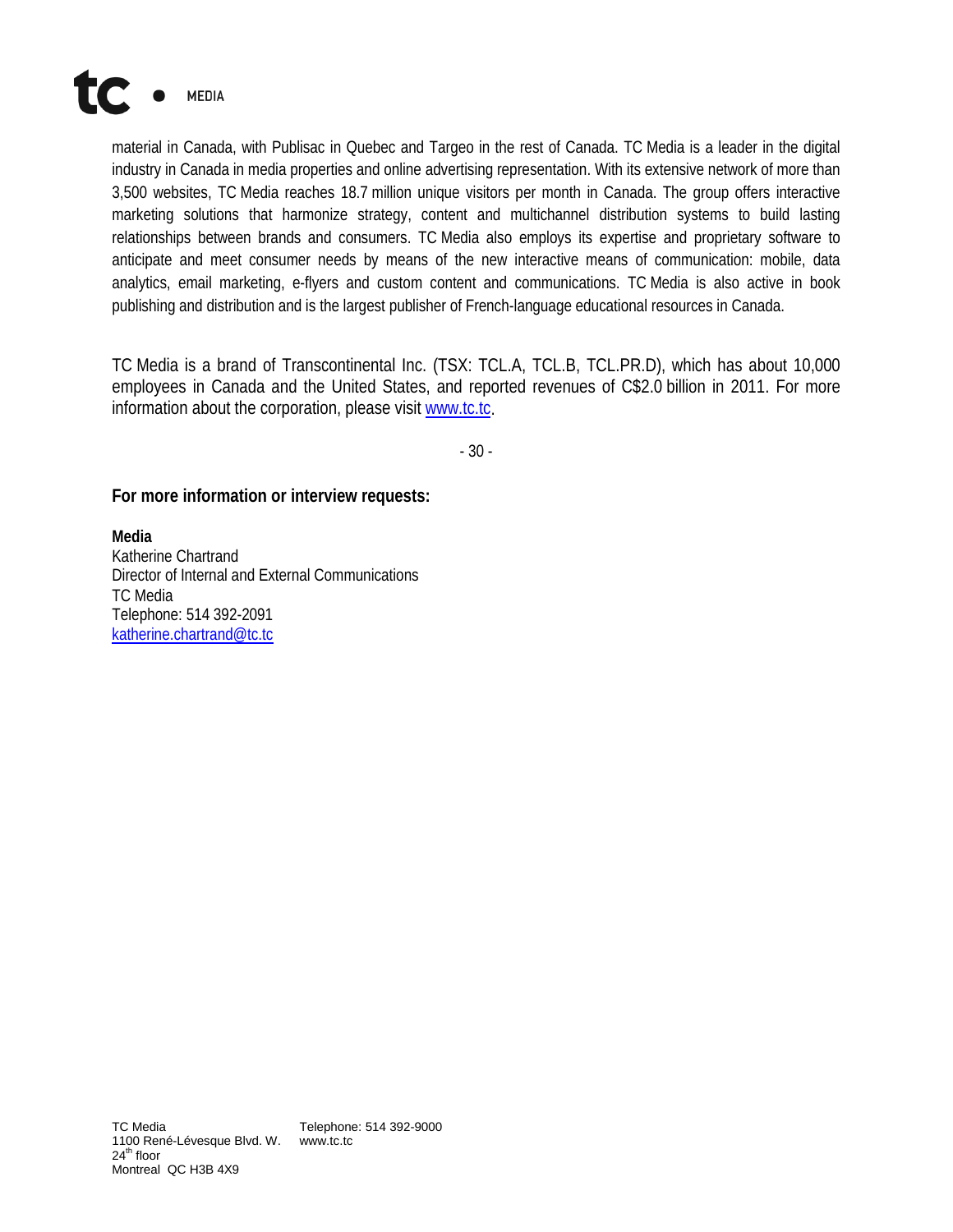material in Canada, with Publisac in Quebec and Targeo in the rest of Canada. TC Media is a leader in the digital industry in Canada in media properties and online advertising representation. With its extensive network of more than 3,500 websites, TC Media reaches 18.7 million unique visitors per month in Canada. The group offers interactive marketing solutions that harmonize strategy, content and multichannel distribution systems to build lasting relationships between brands and consumers. TC Media also employs its expertise and proprietary software to anticipate and meet consumer needs by means of the new interactive means of communication: mobile, data analytics, email marketing, e-flyers and custom content and communications. TC Media is also active in book publishing and distribution and is the largest publisher of French-language educational resources in Canada.

TC Media is a brand of Transcontinental Inc. (TSX: TCL.A, TCL.B, TCL.PR.D), which has about 10,000 employees in Canada and the United States, and reported revenues of C$2.0 billion in 2011. For more information about the corporation, please visit www.tc.tc.

\- 30 -

**For more information or interview requests:**

**Media**
Katherine Chartrand
Director of Internal and External Communications
TC Media
Telephone: 514 392-2091
katherine.chartrand@tc.tc

TC Media
1100 René-Lévesque Blvd. W.
24th floor
Montreal QC H3B 4X9

Telephone: 514 392-9000
www.tc.tc